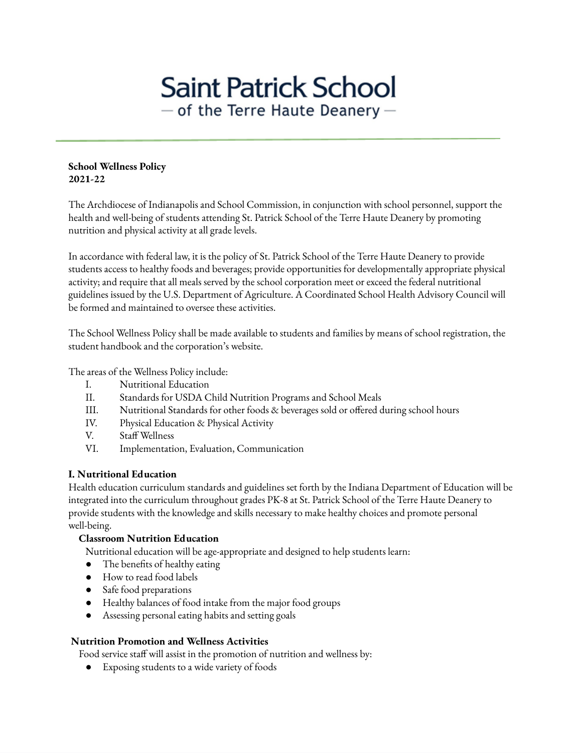# Saint Patrick School

— of the Terre Haute Deanery —

**School Wellness Policy**
**2021-22**

The Archdiocese of Indianapolis and School Commission, in conjunction with school personnel, support the health and well-being of students attending St. Patrick School of the Terre Haute Deanery by promoting nutrition and physical activity at all grade levels.

In accordance with federal law, it is the policy of St. Patrick School of the Terre Haute Deanery to provide students access to healthy foods and beverages; provide opportunities for developmentally appropriate physical activity; and require that all meals served by the school corporation meet or exceed the federal nutritional guidelines issued by the U.S. Department of Agriculture. A Coordinated School Health Advisory Council will be formed and maintained to oversee these activities.

The School Wellness Policy shall be made available to students and families by means of school registration, the student handbook and the corporation's website.

The areas of the Wellness Policy include:

I. Nutritional Education
II. Standards for USDA Child Nutrition Programs and School Meals
III. Nutritional Standards for other foods & beverages sold or offered during school hours
IV. Physical Education & Physical Activity
V. Staff Wellness
VI. Implementation, Evaluation, Communication

## I. Nutritional Education

Health education curriculum standards and guidelines set forth by the Indiana Department of Education will be integrated into the curriculum throughout grades PK-8 at St. Patrick School of the Terre Haute Deanery to provide students with the knowledge and skills necessary to make healthy choices and promote personal well-being.

### Classroom Nutrition Education

Nutritional education will be age-appropriate and designed to help students learn:

- The benefits of healthy eating
- How to read food labels
- Safe food preparations
- Healthy balances of food intake from the major food groups
- Assessing personal eating habits and setting goals

### Nutrition Promotion and Wellness Activities

Food service staff will assist in the promotion of nutrition and wellness by:

- Exposing students to a wide variety of foods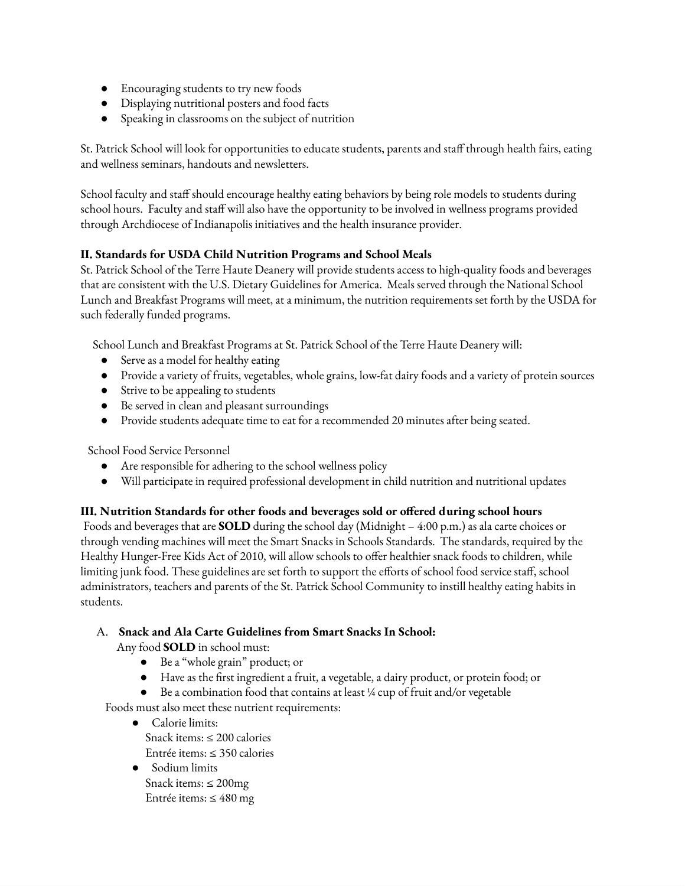- Encouraging students to try new foods
- Displaying nutritional posters and food facts
- Speaking in classrooms on the subject of nutrition

St. Patrick School will look for opportunities to educate students, parents and staff through health fairs, eating and wellness seminars, handouts and newsletters.

School faculty and staff should encourage healthy eating behaviors by being role models to students during school hours. Faculty and staff will also have the opportunity to be involved in wellness programs provided through Archdiocese of Indianapolis initiatives and the health insurance provider.

### II. Standards for USDA Child Nutrition Programs and School Meals

St. Patrick School of the Terre Haute Deanery will provide students access to high-quality foods and beverages that are consistent with the U.S. Dietary Guidelines for America. Meals served through the National School Lunch and Breakfast Programs will meet, at a minimum, the nutrition requirements set forth by the USDA for such federally funded programs.

School Lunch and Breakfast Programs at St. Patrick School of the Terre Haute Deanery will:

- Serve as a model for healthy eating
- Provide a variety of fruits, vegetables, whole grains, low-fat dairy foods and a variety of protein sources
- Strive to be appealing to students
- Be served in clean and pleasant surroundings
- Provide students adequate time to eat for a recommended 20 minutes after being seated.

School Food Service Personnel

- Are responsible for adhering to the school wellness policy
- Will participate in required professional development in child nutrition and nutritional updates

### III. Nutrition Standards for other foods and beverages sold or offered during school hours

Foods and beverages that are **SOLD** during the school day (Midnight – 4:00 p.m.) as ala carte choices or through vending machines will meet the Smart Snacks in Schools Standards. The standards, required by the Healthy Hunger-Free Kids Act of 2010, will allow schools to offer healthier snack foods to children, while limiting junk food. These guidelines are set forth to support the efforts of school food service staff, school administrators, teachers and parents of the St. Patrick School Community to instill healthy eating habits in students.

A. **Snack and Ala Carte Guidelines from Smart Snacks In School:**

Any food **SOLD** in school must:

- Be a "whole grain" product; or
- Have as the first ingredient a fruit, a vegetable, a dairy product, or protein food; or
- Be a combination food that contains at least ¼ cup of fruit and/or vegetable

Foods must also meet these nutrient requirements:

- Calorie limits:
  Snack items: ≤ 200 calories
  Entrée items: ≤ 350 calories
- Sodium limits
  Snack items: ≤ 200mg
  Entrée items: ≤ 480 mg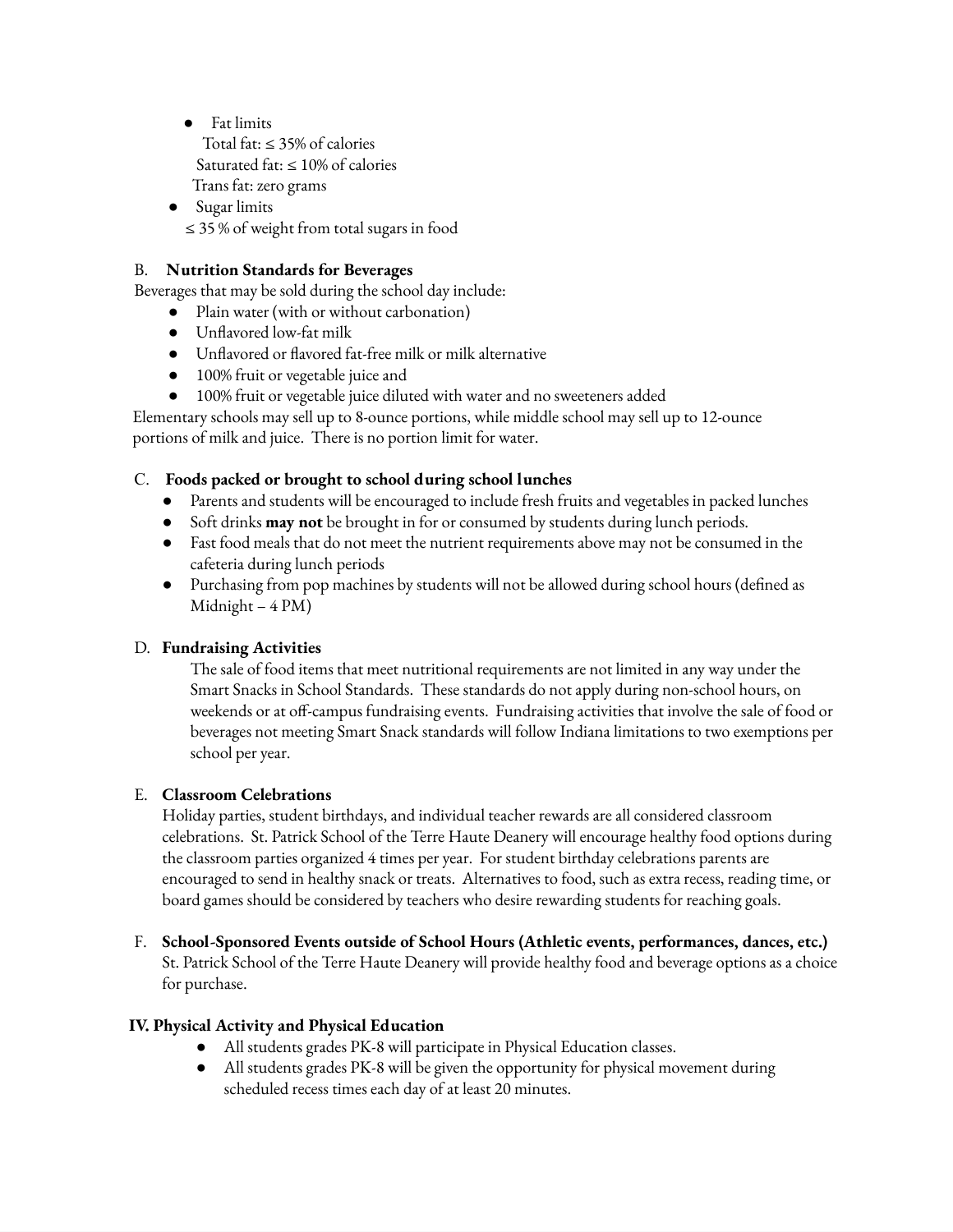- Fat limits
  Total fat: ≤ 35% of calories
  Saturated fat: ≤ 10% of calories
  Trans fat: zero grams
- Sugar limits
  ≤ 35 % of weight from total sugars in food

B. **Nutrition Standards for Beverages**

Beverages that may be sold during the school day include:

- Plain water (with or without carbonation)
- Unflavored low-fat milk
- Unflavored or flavored fat-free milk or milk alternative
- 100% fruit or vegetable juice and
- 100% fruit or vegetable juice diluted with water and no sweeteners added

Elementary schools may sell up to 8-ounce portions, while middle school may sell up to 12-ounce portions of milk and juice. There is no portion limit for water.

C. **Foods packed or brought to school during school lunches**

- Parents and students will be encouraged to include fresh fruits and vegetables in packed lunches
- Soft drinks **may not** be brought in for or consumed by students during lunch periods.
- Fast food meals that do not meet the nutrient requirements above may not be consumed in the cafeteria during lunch periods
- Purchasing from pop machines by students will not be allowed during school hours (defined as Midnight – 4 PM)

D. **Fundraising Activities**

The sale of food items that meet nutritional requirements are not limited in any way under the Smart Snacks in School Standards. These standards do not apply during non-school hours, on weekends or at off-campus fundraising events. Fundraising activities that involve the sale of food or beverages not meeting Smart Snack standards will follow Indiana limitations to two exemptions per school per year.

E. **Classroom Celebrations**

Holiday parties, student birthdays, and individual teacher rewards are all considered classroom celebrations. St. Patrick School of the Terre Haute Deanery will encourage healthy food options during the classroom parties organized 4 times per year. For student birthday celebrations parents are encouraged to send in healthy snack or treats. Alternatives to food, such as extra recess, reading time, or board games should be considered by teachers who desire rewarding students for reaching goals.

F. **School-Sponsored Events outside of School Hours (Athletic events, performances, dances, etc.)**

St. Patrick School of the Terre Haute Deanery will provide healthy food and beverage options as a choice for purchase.

## IV. Physical Activity and Physical Education

- All students grades PK-8 will participate in Physical Education classes.
- All students grades PK-8 will be given the opportunity for physical movement during scheduled recess times each day of at least 20 minutes.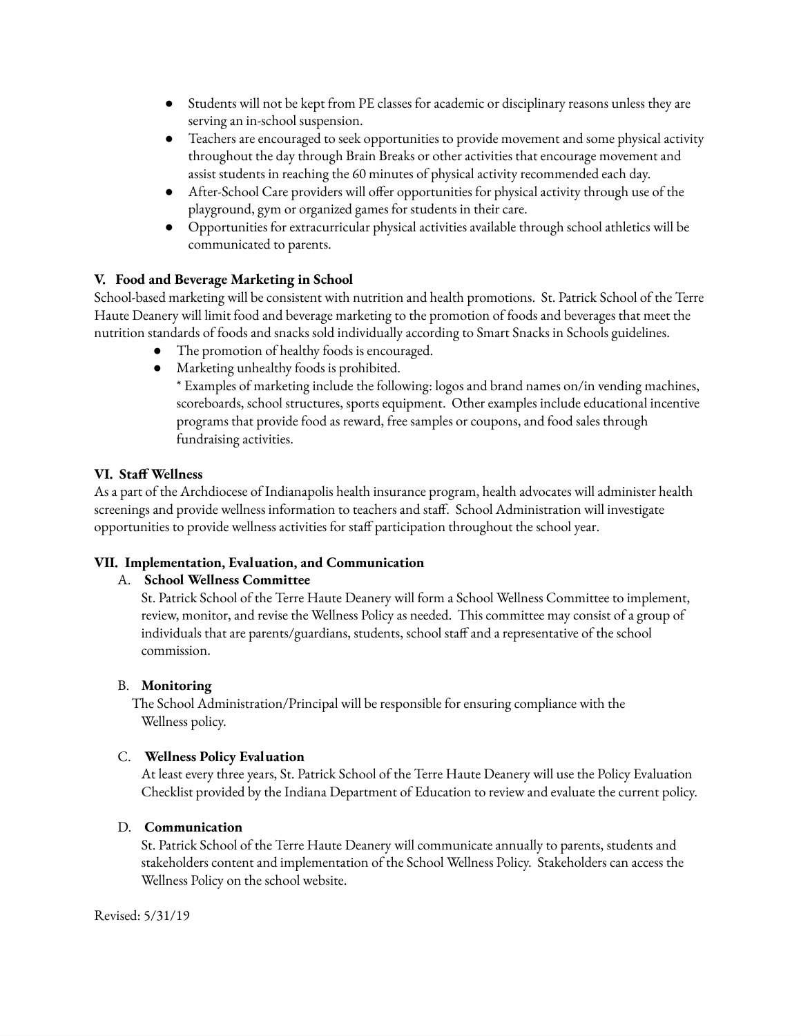- Students will not be kept from PE classes for academic or disciplinary reasons unless they are serving an in-school suspension.
- Teachers are encouraged to seek opportunities to provide movement and some physical activity throughout the day through Brain Breaks or other activities that encourage movement and assist students in reaching the 60 minutes of physical activity recommended each day.
- After-School Care providers will offer opportunities for physical activity through use of the playground, gym or organized games for students in their care.
- Opportunities for extracurricular physical activities available through school athletics will be communicated to parents.

**V. Food and Beverage Marketing in School**

School-based marketing will be consistent with nutrition and health promotions. St. Patrick School of the Terre Haute Deanery will limit food and beverage marketing to the promotion of foods and beverages that meet the nutrition standards of foods and snacks sold individually according to Smart Snacks in Schools guidelines.

- The promotion of healthy foods is encouraged.
- Marketing unhealthy foods is prohibited.
  * Examples of marketing include the following: logos and brand names on/in vending machines, scoreboards, school structures, sports equipment. Other examples include educational incentive programs that provide food as reward, free samples or coupons, and food sales through fundraising activities.

**VI. Staff Wellness**

As a part of the Archdiocese of Indianapolis health insurance program, health advocates will administer health screenings and provide wellness information to teachers and staff. School Administration will investigate opportunities to provide wellness activities for staff participation throughout the school year.

**VII. Implementation, Evaluation, and Communication**

A. **School Wellness Committee**

St. Patrick School of the Terre Haute Deanery will form a School Wellness Committee to implement, review, monitor, and revise the Wellness Policy as needed. This committee may consist of a group of individuals that are parents/guardians, students, school staff and a representative of the school commission.

B. **Monitoring**

The School Administration/Principal will be responsible for ensuring compliance with the Wellness policy.

C. **Wellness Policy Evaluation**

At least every three years, St. Patrick School of the Terre Haute Deanery will use the Policy Evaluation Checklist provided by the Indiana Department of Education to review and evaluate the current policy.

D. **Communication**

St. Patrick School of the Terre Haute Deanery will communicate annually to parents, students and stakeholders content and implementation of the School Wellness Policy. Stakeholders can access the Wellness Policy on the school website.

Revised: 5/31/19